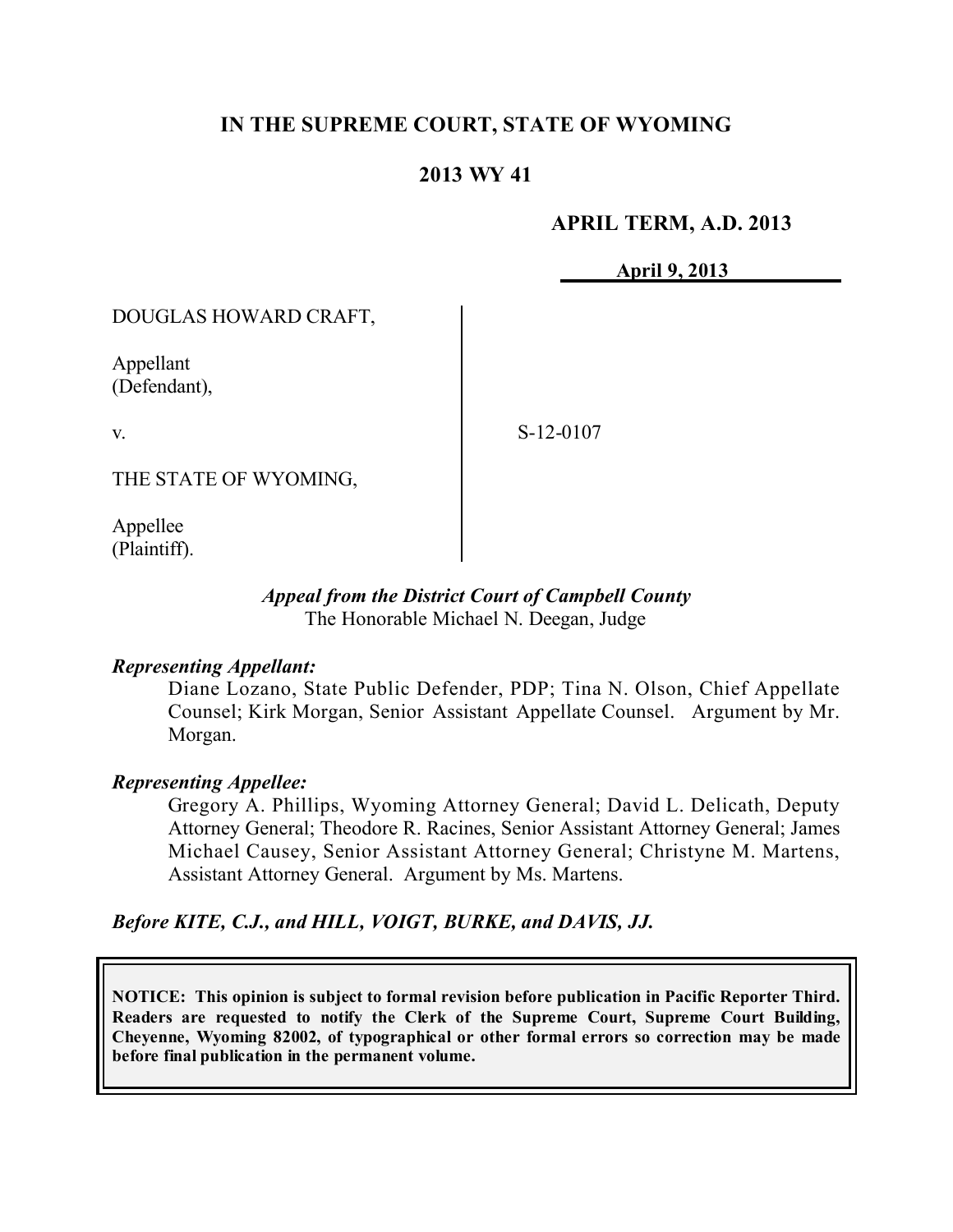**IN THE SUPREME COURT, STATE OF WYOMING**

**2013 WY 41**

**APRIL TERM, A.D. 2013**

**April 9, 2013**

| | |
|---|---|
| DOUGLAS HOWARD CRAFT,<br><br>Appellant<br>(Defendant),<br><br>v.<br><br>THE STATE OF WYOMING,<br><br>Appellee<br>(Plaintiff). | S-12-0107 |

***Appeal from the District Court of Campbell County***
The Honorable Michael N. Deegan, Judge

***Representing Appellant:***

Diane Lozano, State Public Defender, PDP; Tina N. Olson, Chief Appellate Counsel; Kirk Morgan, Senior Assistant Appellate Counsel. Argument by Mr. Morgan.

***Representing Appellee:***

Gregory A. Phillips, Wyoming Attorney General; David L. Delicath, Deputy Attorney General; Theodore R. Racines, Senior Assistant Attorney General; James Michael Causey, Senior Assistant Attorney General; Christyne M. Martens, Assistant Attorney General. Argument by Ms. Martens.

***Before KITE, C.J., and HILL, VOIGT, BURKE, and DAVIS, JJ.***

**NOTICE: This opinion is subject to formal revision before publication in Pacific Reporter Third. Readers are requested to notify the Clerk of the Supreme Court, Supreme Court Building, Cheyenne, Wyoming 82002, of typographical or other formal errors so correction may be made before final publication in the permanent volume.**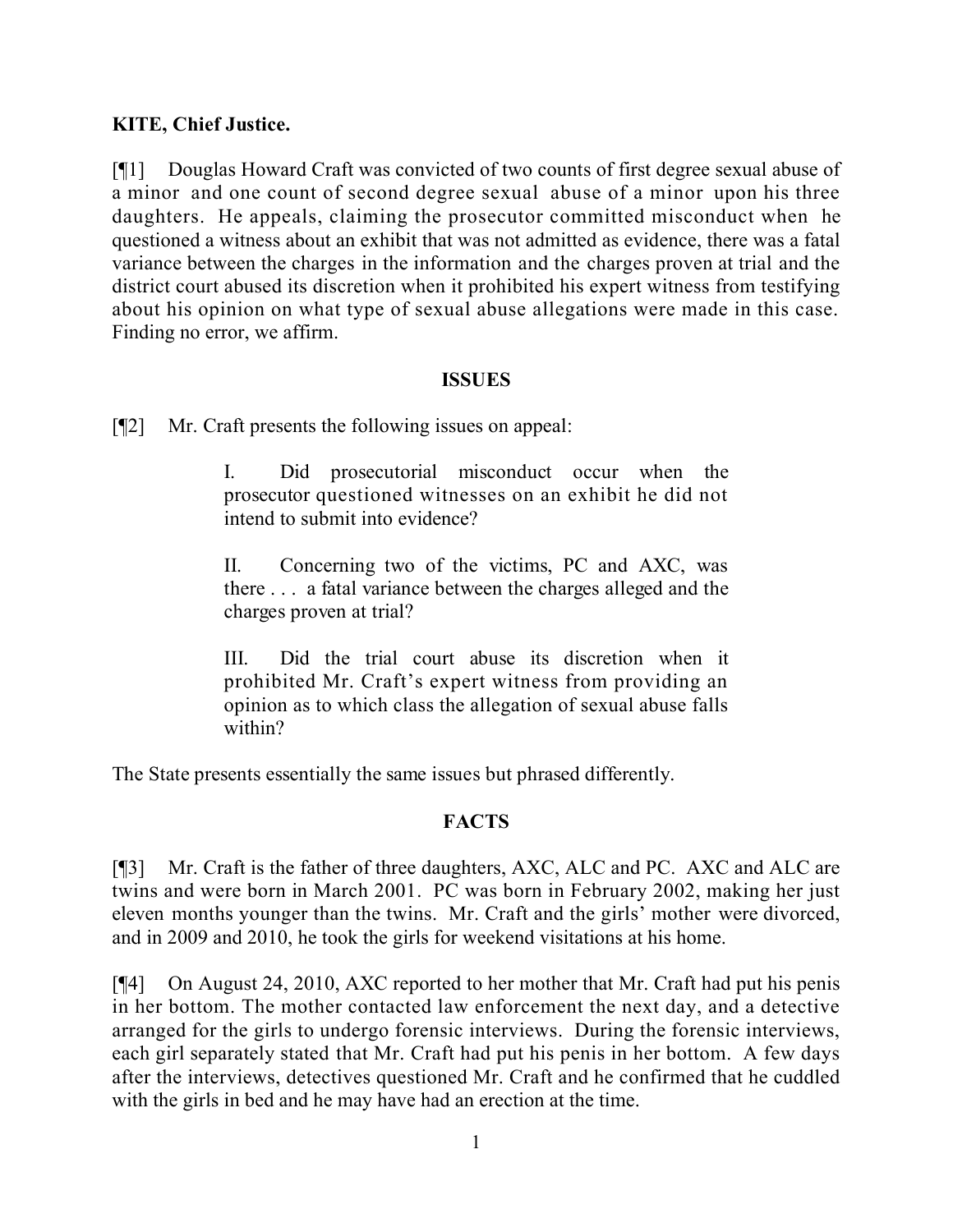**KITE, Chief Justice.**

[¶1] Douglas Howard Craft was convicted of two counts of first degree sexual abuse of a minor and one count of second degree sexual abuse of a minor upon his three daughters. He appeals, claiming the prosecutor committed misconduct when he questioned a witness about an exhibit that was not admitted as evidence, there was a fatal variance between the charges in the information and the charges proven at trial and the district court abused its discretion when it prohibited his expert witness from testifying about his opinion on what type of sexual abuse allegations were made in this case. Finding no error, we affirm.

## ISSUES

[¶2] Mr. Craft presents the following issues on appeal:

> I. Did prosecutorial misconduct occur when the prosecutor questioned witnesses on an exhibit he did not intend to submit into evidence?
>
> II. Concerning two of the victims, PC and AXC, was there . . . a fatal variance between the charges alleged and the charges proven at trial?
>
> III. Did the trial court abuse its discretion when it prohibited Mr. Craft's expert witness from providing an opinion as to which class the allegation of sexual abuse falls within?

The State presents essentially the same issues but phrased differently.

## FACTS

[¶3] Mr. Craft is the father of three daughters, AXC, ALC and PC. AXC and ALC are twins and were born in March 2001. PC was born in February 2002, making her just eleven months younger than the twins. Mr. Craft and the girls' mother were divorced, and in 2009 and 2010, he took the girls for weekend visitations at his home.

[¶4] On August 24, 2010, AXC reported to her mother that Mr. Craft had put his penis in her bottom. The mother contacted law enforcement the next day, and a detective arranged for the girls to undergo forensic interviews. During the forensic interviews, each girl separately stated that Mr. Craft had put his penis in her bottom. A few days after the interviews, detectives questioned Mr. Craft and he confirmed that he cuddled with the girls in bed and he may have had an erection at the time.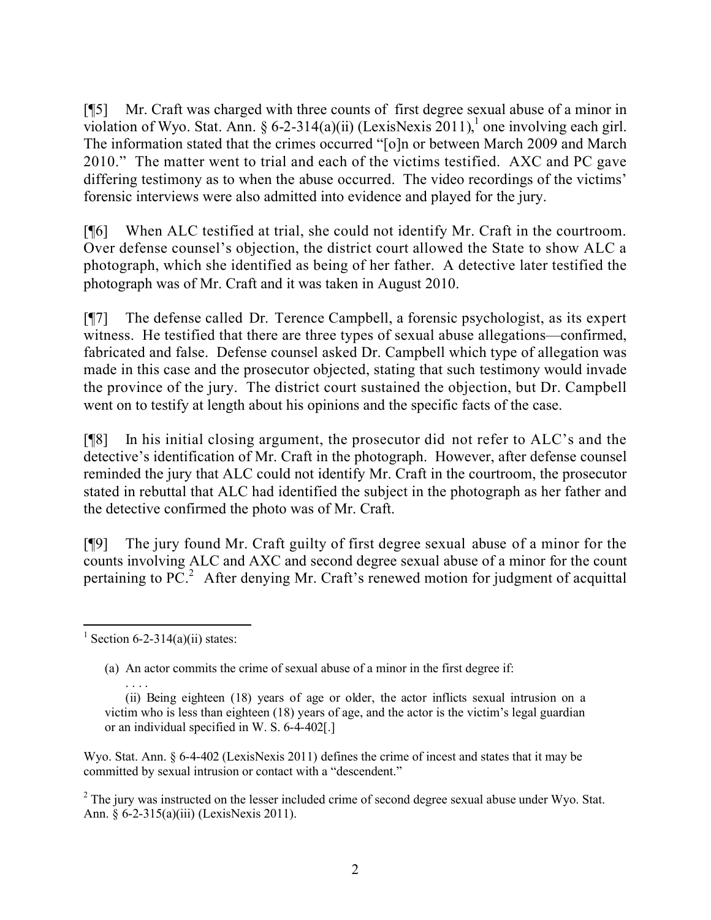[¶5] Mr. Craft was charged with three counts of first degree sexual abuse of a minor in violation of Wyo. Stat. Ann. § 6-2-314(a)(ii) (LexisNexis 2011),[1] one involving each girl. The information stated that the crimes occurred "[o]n or between March 2009 and March 2010." The matter went to trial and each of the victims testified. AXC and PC gave differing testimony as to when the abuse occurred. The video recordings of the victims' forensic interviews were also admitted into evidence and played for the jury.

[¶6] When ALC testified at trial, she could not identify Mr. Craft in the courtroom. Over defense counsel's objection, the district court allowed the State to show ALC a photograph, which she identified as being of her father. A detective later testified the photograph was of Mr. Craft and it was taken in August 2010.

[¶7] The defense called Dr. Terence Campbell, a forensic psychologist, as its expert witness. He testified that there are three types of sexual abuse allegations—confirmed, fabricated and false. Defense counsel asked Dr. Campbell which type of allegation was made in this case and the prosecutor objected, stating that such testimony would invade the province of the jury. The district court sustained the objection, but Dr. Campbell went on to testify at length about his opinions and the specific facts of the case.

[¶8] In his initial closing argument, the prosecutor did not refer to ALC's and the detective's identification of Mr. Craft in the photograph. However, after defense counsel reminded the jury that ALC could not identify Mr. Craft in the courtroom, the prosecutor stated in rebuttal that ALC had identified the subject in the photograph as her father and the detective confirmed the photo was of Mr. Craft.

[¶9] The jury found Mr. Craft guilty of first degree sexual abuse of a minor for the counts involving ALC and AXC and second degree sexual abuse of a minor for the count pertaining to PC.[2] After denying Mr. Craft's renewed motion for judgment of acquittal

---

[1] Section 6-2-314(a)(ii) states:

> (a) An actor commits the crime of sexual abuse of a minor in the first degree if:
>
> . . . .
>
> (ii) Being eighteen (18) years of age or older, the actor inflicts sexual intrusion on a victim who is less than eighteen (18) years of age, and the actor is the victim's legal guardian or an individual specified in W. S. 6-4-402[.]

Wyo. Stat. Ann. § 6-4-402 (LexisNexis 2011) defines the crime of incest and states that it may be committed by sexual intrusion or contact with a "descendent."

[2] The jury was instructed on the lesser included crime of second degree sexual abuse under Wyo. Stat. Ann. § 6-2-315(a)(iii) (LexisNexis 2011).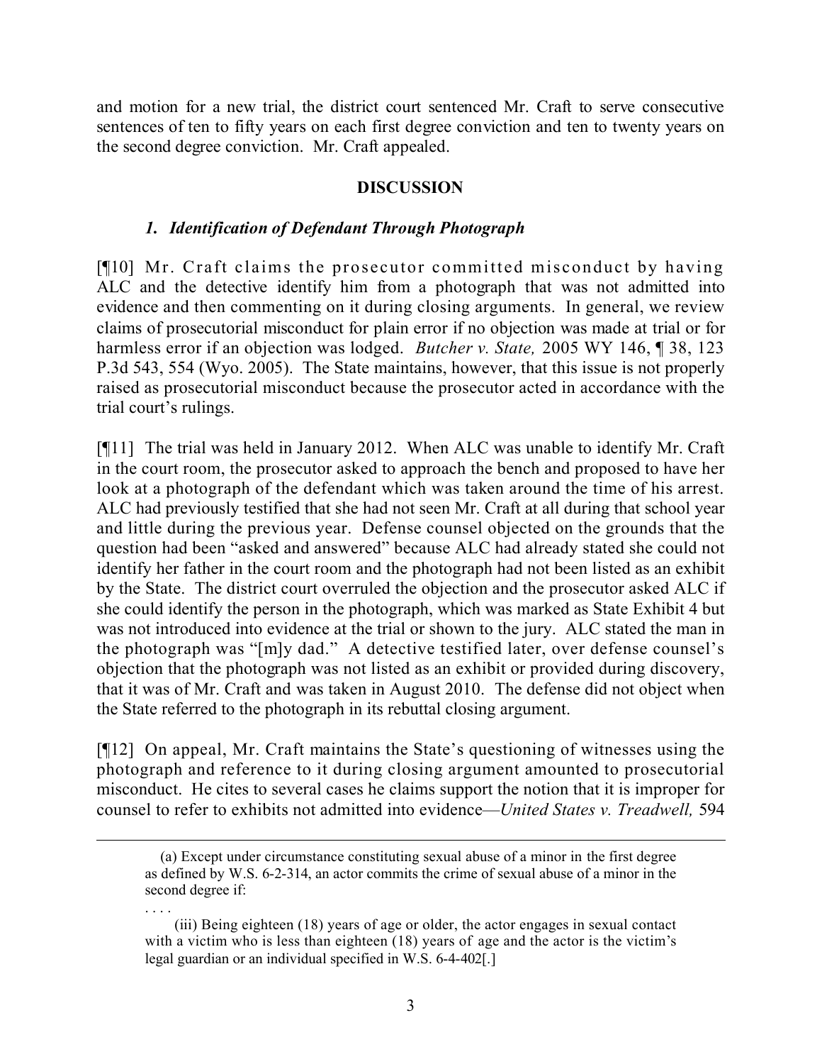and motion for a new trial, the district court sentenced Mr. Craft to serve consecutive sentences of ten to fifty years on each first degree conviction and ten to twenty years on the second degree conviction. Mr. Craft appealed.

## DISCUSSION

### *1. Identification of Defendant Through Photograph*

[¶10] Mr. Craft claims the prosecutor committed misconduct by having ALC and the detective identify him from a photograph that was not admitted into evidence and then commenting on it during closing arguments. In general, we review claims of prosecutorial misconduct for plain error if no objection was made at trial or for harmless error if an objection was lodged. *Butcher v. State,* 2005 WY 146, ¶ 38, 123 P.3d 543, 554 (Wyo. 2005). The State maintains, however, that this issue is not properly raised as prosecutorial misconduct because the prosecutor acted in accordance with the trial court's rulings.

[¶11] The trial was held in January 2012. When ALC was unable to identify Mr. Craft in the court room, the prosecutor asked to approach the bench and proposed to have her look at a photograph of the defendant which was taken around the time of his arrest. ALC had previously testified that she had not seen Mr. Craft at all during that school year and little during the previous year. Defense counsel objected on the grounds that the question had been "asked and answered" because ALC had already stated she could not identify her father in the court room and the photograph had not been listed as an exhibit by the State. The district court overruled the objection and the prosecutor asked ALC if she could identify the person in the photograph, which was marked as State Exhibit 4 but was not introduced into evidence at the trial or shown to the jury. ALC stated the man in the photograph was "[m]y dad." A detective testified later, over defense counsel's objection that the photograph was not listed as an exhibit or provided during discovery, that it was of Mr. Craft and was taken in August 2010. The defense did not object when the State referred to the photograph in its rebuttal closing argument.

[¶12] On appeal, Mr. Craft maintains the State's questioning of witnesses using the photograph and reference to it during closing argument amounted to prosecutorial misconduct. He cites to several cases he claims support the notion that it is improper for counsel to refer to exhibits not admitted into evidence—*United States v. Treadwell,* 594

---

(a) Except under circumstance constituting sexual abuse of a minor in the first degree as defined by W.S. 6-2-314, an actor commits the crime of sexual abuse of a minor in the second degree if:

. . . .

(iii) Being eighteen (18) years of age or older, the actor engages in sexual contact with a victim who is less than eighteen (18) years of age and the actor is the victim's legal guardian or an individual specified in W.S. 6-4-402[.]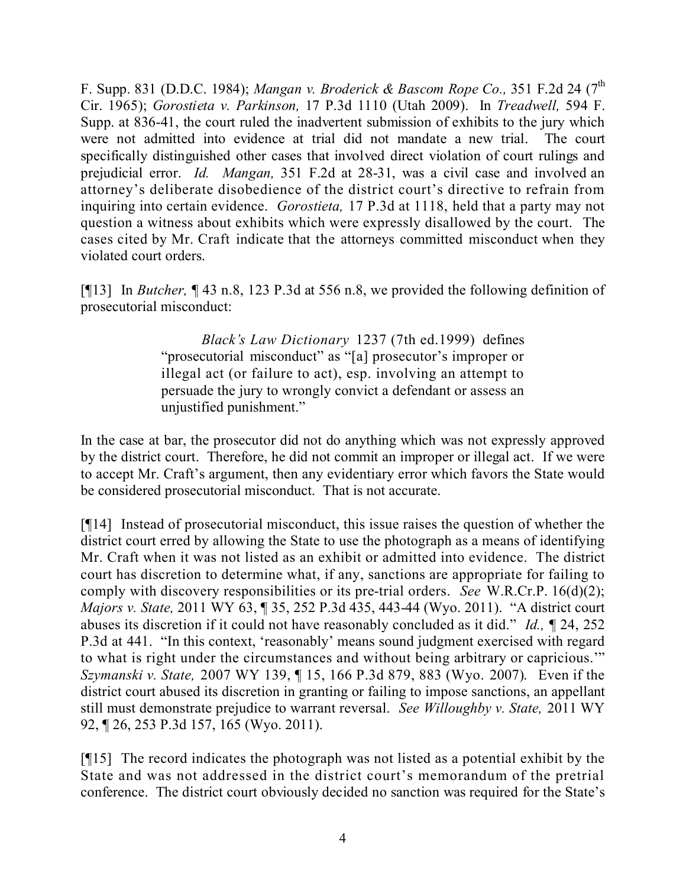F. Supp. 831 (D.D.C. 1984); *Mangan v. Broderick & Bascom Rope Co.,* 351 F.2d 24 (7th Cir. 1965); *Gorostieta v. Parkinson,* 17 P.3d 1110 (Utah 2009). In *Treadwell,* 594 F. Supp. at 836-41, the court ruled the inadvertent submission of exhibits to the jury which were not admitted into evidence at trial did not mandate a new trial. The court specifically distinguished other cases that involved direct violation of court rulings and prejudicial error. *Id. Mangan,* 351 F.2d at 28-31, was a civil case and involved an attorney's deliberate disobedience of the district court's directive to refrain from inquiring into certain evidence. *Gorostieta,* 17 P.3d at 1118, held that a party may not question a witness about exhibits which were expressly disallowed by the court. The cases cited by Mr. Craft indicate that the attorneys committed misconduct when they violated court orders.

[¶13] In *Butcher,* ¶ 43 n.8, 123 P.3d at 556 n.8, we provided the following definition of prosecutorial misconduct:

> *Black's Law Dictionary* 1237 (7th ed.1999) defines "prosecutorial misconduct" as "[a] prosecutor's improper or illegal act (or failure to act), esp. involving an attempt to persuade the jury to wrongly convict a defendant or assess an unjustified punishment."

In the case at bar, the prosecutor did not do anything which was not expressly approved by the district court. Therefore, he did not commit an improper or illegal act. If we were to accept Mr. Craft's argument, then any evidentiary error which favors the State would be considered prosecutorial misconduct. That is not accurate.

[¶14] Instead of prosecutorial misconduct, this issue raises the question of whether the district court erred by allowing the State to use the photograph as a means of identifying Mr. Craft when it was not listed as an exhibit or admitted into evidence. The district court has discretion to determine what, if any, sanctions are appropriate for failing to comply with discovery responsibilities or its pre-trial orders. *See* W.R.Cr.P. 16(d)(2); *Majors v. State,* 2011 WY 63, ¶ 35, 252 P.3d 435, 443-44 (Wyo. 2011). "A district court abuses its discretion if it could not have reasonably concluded as it did." *Id.,* ¶ 24, 252 P.3d at 441. "In this context, 'reasonably' means sound judgment exercised with regard to what is right under the circumstances and without being arbitrary or capricious.'" *Szymanski v. State,* 2007 WY 139, ¶ 15, 166 P.3d 879, 883 (Wyo. 2007). Even if the district court abused its discretion in granting or failing to impose sanctions, an appellant still must demonstrate prejudice to warrant reversal. *See Willoughby v. State,* 2011 WY 92, ¶ 26, 253 P.3d 157, 165 (Wyo. 2011).

[¶15] The record indicates the photograph was not listed as a potential exhibit by the State and was not addressed in the district court's memorandum of the pretrial conference. The district court obviously decided no sanction was required for the State's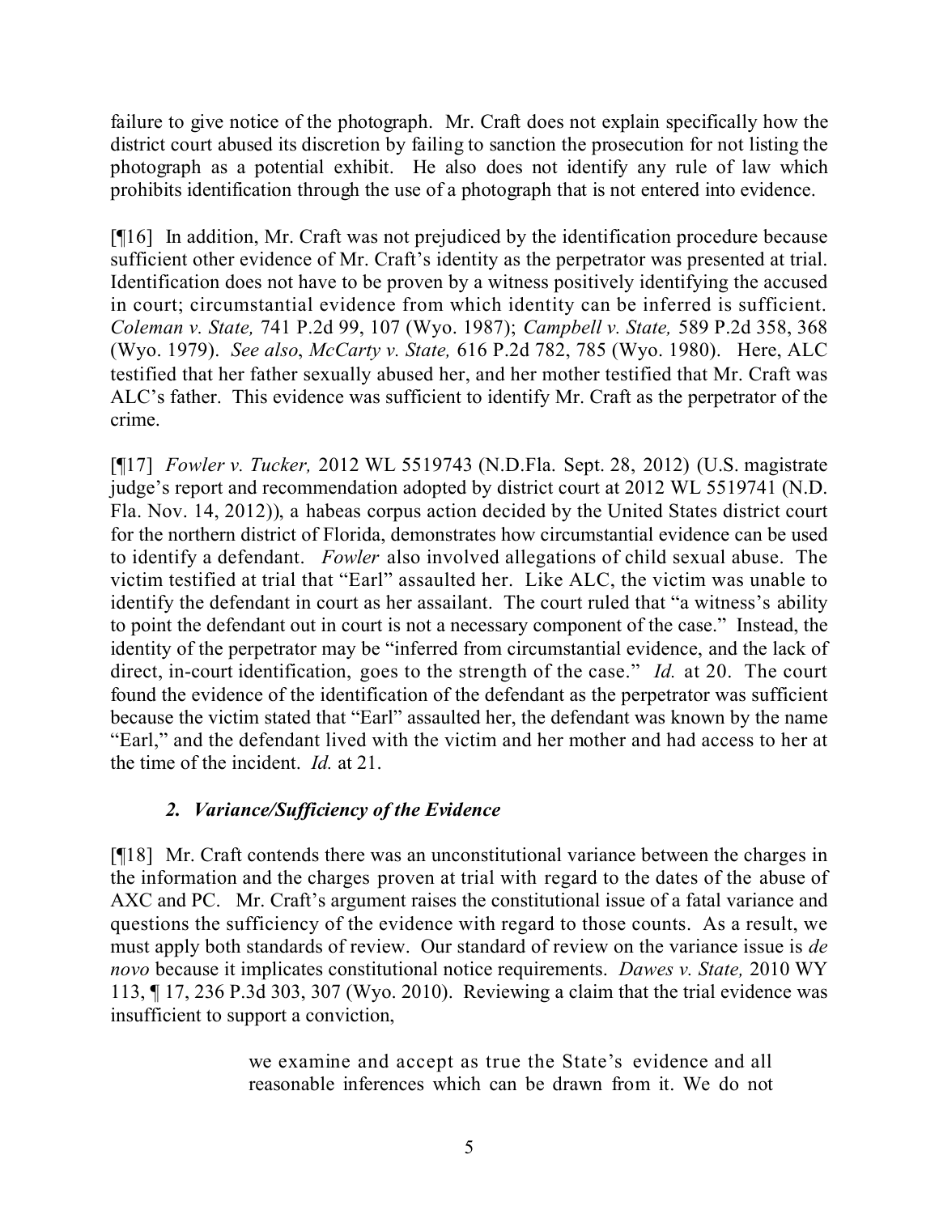failure to give notice of the photograph. Mr. Craft does not explain specifically how the district court abused its discretion by failing to sanction the prosecution for not listing the photograph as a potential exhibit. He also does not identify any rule of law which prohibits identification through the use of a photograph that is not entered into evidence.

[¶16] In addition, Mr. Craft was not prejudiced by the identification procedure because sufficient other evidence of Mr. Craft's identity as the perpetrator was presented at trial. Identification does not have to be proven by a witness positively identifying the accused in court; circumstantial evidence from which identity can be inferred is sufficient. *Coleman v. State,* 741 P.2d 99, 107 (Wyo. 1987); *Campbell v. State,* 589 P.2d 358, 368 (Wyo. 1979). *See also*, *McCarty v. State,* 616 P.2d 782, 785 (Wyo. 1980). Here, ALC testified that her father sexually abused her, and her mother testified that Mr. Craft was ALC's father. This evidence was sufficient to identify Mr. Craft as the perpetrator of the crime.

[¶17] *Fowler v. Tucker,* 2012 WL 5519743 (N.D.Fla. Sept. 28, 2012) (U.S. magistrate judge's report and recommendation adopted by district court at 2012 WL 5519741 (N.D. Fla. Nov. 14, 2012)), a habeas corpus action decided by the United States district court for the northern district of Florida, demonstrates how circumstantial evidence can be used to identify a defendant. *Fowler* also involved allegations of child sexual abuse. The victim testified at trial that "Earl" assaulted her. Like ALC, the victim was unable to identify the defendant in court as her assailant. The court ruled that "a witness's ability to point the defendant out in court is not a necessary component of the case." Instead, the identity of the perpetrator may be "inferred from circumstantial evidence, and the lack of direct, in-court identification, goes to the strength of the case." *Id.* at 20. The court found the evidence of the identification of the defendant as the perpetrator was sufficient because the victim stated that "Earl" assaulted her, the defendant was known by the name "Earl," and the defendant lived with the victim and her mother and had access to her at the time of the incident. *Id.* at 21.

### *2. Variance/Sufficiency of the Evidence*

[¶18] Mr. Craft contends there was an unconstitutional variance between the charges in the information and the charges proven at trial with regard to the dates of the abuse of AXC and PC. Mr. Craft's argument raises the constitutional issue of a fatal variance and questions the sufficiency of the evidence with regard to those counts. As a result, we must apply both standards of review. Our standard of review on the variance issue is *de novo* because it implicates constitutional notice requirements. *Dawes v. State,* 2010 WY 113, ¶ 17, 236 P.3d 303, 307 (Wyo. 2010). Reviewing a claim that the trial evidence was insufficient to support a conviction,

> we examine and accept as true the State's evidence and all reasonable inferences which can be drawn from it. We do not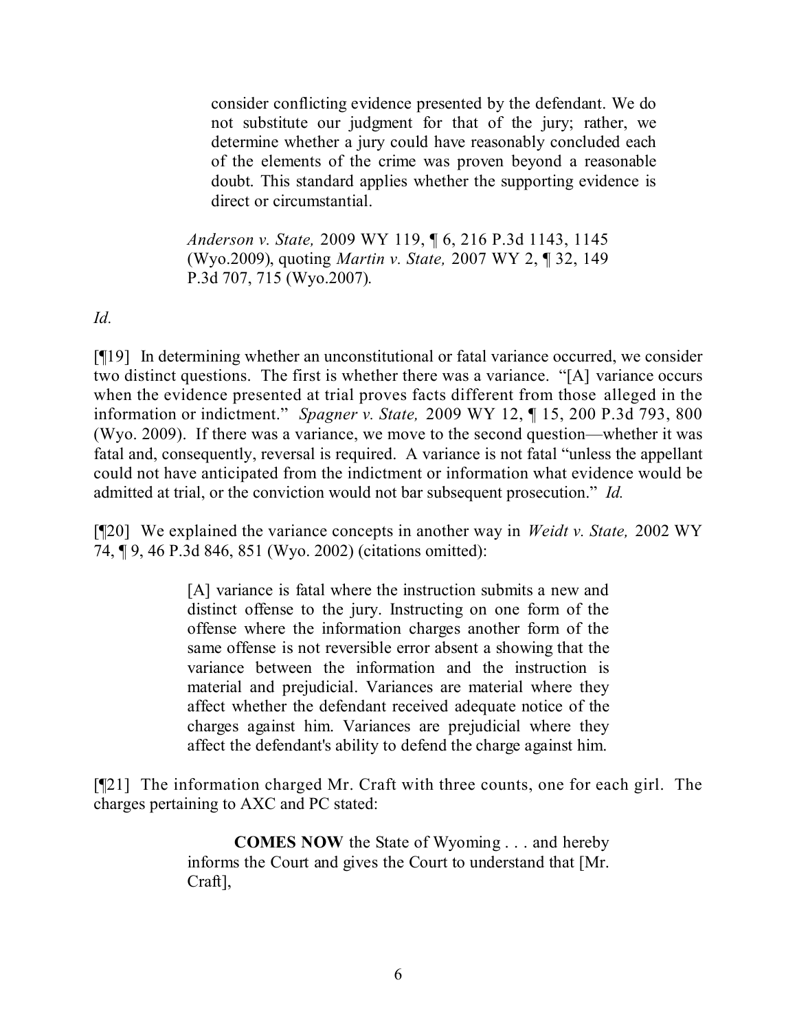> consider conflicting evidence presented by the defendant. We do not substitute our judgment for that of the jury; rather, we determine whether a jury could have reasonably concluded each of the elements of the crime was proven beyond a reasonable doubt. This standard applies whether the supporting evidence is direct or circumstantial.
>
> *Anderson v. State,* 2009 WY 119, ¶ 6, 216 P.3d 1143, 1145 (Wyo.2009), quoting *Martin v. State,* 2007 WY 2, ¶ 32, 149 P.3d 707, 715 (Wyo.2007).

*Id.*

[¶19] In determining whether an unconstitutional or fatal variance occurred, we consider two distinct questions. The first is whether there was a variance. "[A] variance occurs when the evidence presented at trial proves facts different from those alleged in the information or indictment." *Spagner v. State,* 2009 WY 12, ¶ 15, 200 P.3d 793, 800 (Wyo. 2009). If there was a variance, we move to the second question—whether it was fatal and, consequently, reversal is required. A variance is not fatal "unless the appellant could not have anticipated from the indictment or information what evidence would be admitted at trial, or the conviction would not bar subsequent prosecution." *Id.*

[¶20] We explained the variance concepts in another way in *Weidt v. State,* 2002 WY 74, ¶ 9, 46 P.3d 846, 851 (Wyo. 2002) (citations omitted):

> [A] variance is fatal where the instruction submits a new and distinct offense to the jury. Instructing on one form of the offense where the information charges another form of the same offense is not reversible error absent a showing that the variance between the information and the instruction is material and prejudicial. Variances are material where they affect whether the defendant received adequate notice of the charges against him. Variances are prejudicial where they affect the defendant's ability to defend the charge against him.

[¶21] The information charged Mr. Craft with three counts, one for each girl. The charges pertaining to AXC and PC stated:

> **COMES NOW** the State of Wyoming . . . and hereby informs the Court and gives the Court to understand that [Mr. Craft],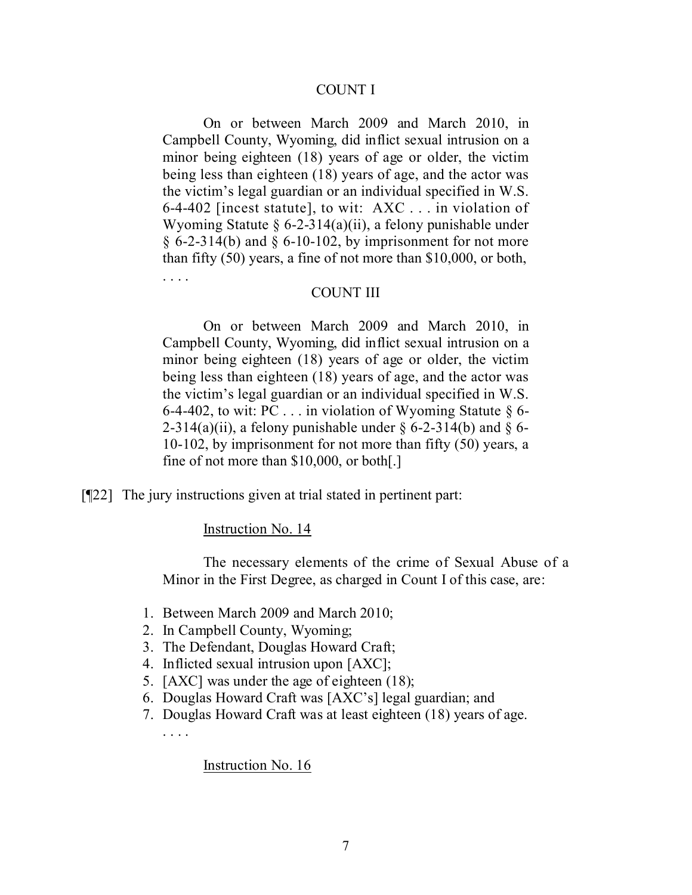COUNT I

On or between March 2009 and March 2010, in Campbell County, Wyoming, did inflict sexual intrusion on a minor being eighteen (18) years of age or older, the victim being less than eighteen (18) years of age, and the actor was the victim's legal guardian or an individual specified in W.S. 6-4-402 [incest statute], to wit: AXC . . . in violation of Wyoming Statute § 6-2-314(a)(ii), a felony punishable under § 6-2-314(b) and § 6-10-102, by imprisonment for not more than fifty (50) years, a fine of not more than $10,000, or both, . . . .

COUNT III

On or between March 2009 and March 2010, in Campbell County, Wyoming, did inflict sexual intrusion on a minor being eighteen (18) years of age or older, the victim being less than eighteen (18) years of age, and the actor was the victim's legal guardian or an individual specified in W.S. 6-4-402, to wit: PC . . . in violation of Wyoming Statute § 6-2-314(a)(ii), a felony punishable under § 6-2-314(b) and § 6-10-102, by imprisonment for not more than fifty (50) years, a fine of not more than $10,000, or both[.]

[¶22] The jury instructions given at trial stated in pertinent part:

Instruction No. 14

The necessary elements of the crime of Sexual Abuse of a Minor in the First Degree, as charged in Count I of this case, are:

1. Between March 2009 and March 2010;
2. In Campbell County, Wyoming;
3. The Defendant, Douglas Howard Craft;
4. Inflicted sexual intrusion upon [AXC];
5. [AXC] was under the age of eighteen (18);
6. Douglas Howard Craft was [AXC's] legal guardian; and
7. Douglas Howard Craft was at least eighteen (18) years of age.

. . . .

Instruction No. 16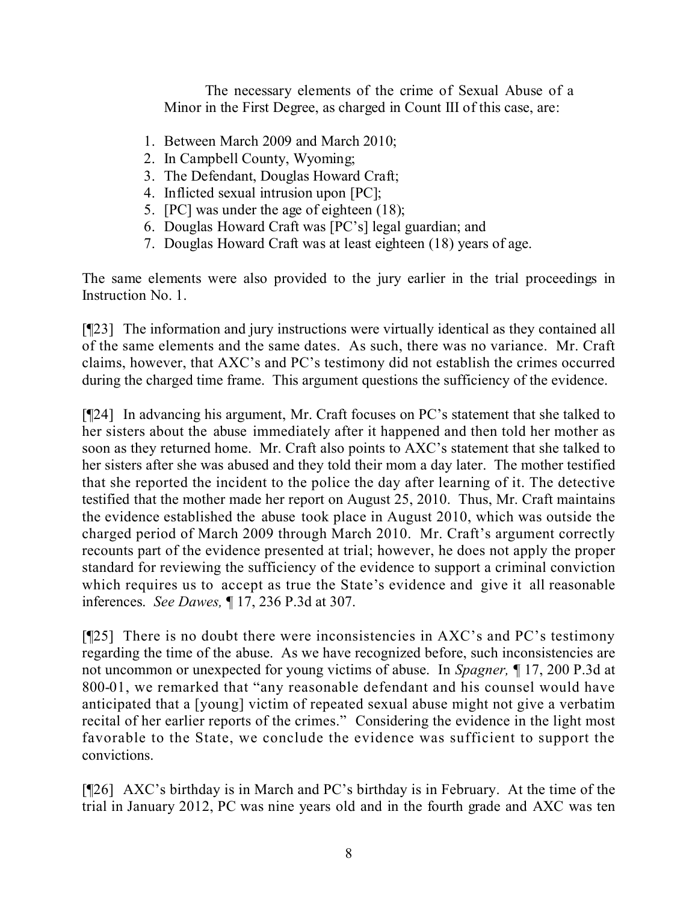> The necessary elements of the crime of Sexual Abuse of a Minor in the First Degree, as charged in Count III of this case, are:
>
> 1. Between March 2009 and March 2010;
> 2. In Campbell County, Wyoming;
> 3. The Defendant, Douglas Howard Craft;
> 4. Inflicted sexual intrusion upon [PC];
> 5. [PC] was under the age of eighteen (18);
> 6. Douglas Howard Craft was [PC's] legal guardian; and
> 7. Douglas Howard Craft was at least eighteen (18) years of age.

The same elements were also provided to the jury earlier in the trial proceedings in Instruction No. 1.

[¶23] The information and jury instructions were virtually identical as they contained all of the same elements and the same dates. As such, there was no variance. Mr. Craft claims, however, that AXC's and PC's testimony did not establish the crimes occurred during the charged time frame. This argument questions the sufficiency of the evidence.

[¶24] In advancing his argument, Mr. Craft focuses on PC's statement that she talked to her sisters about the abuse immediately after it happened and then told her mother as soon as they returned home. Mr. Craft also points to AXC's statement that she talked to her sisters after she was abused and they told their mom a day later. The mother testified that she reported the incident to the police the day after learning of it. The detective testified that the mother made her report on August 25, 2010. Thus, Mr. Craft maintains the evidence established the abuse took place in August 2010, which was outside the charged period of March 2009 through March 2010. Mr. Craft's argument correctly recounts part of the evidence presented at trial; however, he does not apply the proper standard for reviewing the sufficiency of the evidence to support a criminal conviction which requires us to accept as true the State's evidence and give it all reasonable inferences. *See Dawes,* ¶ 17, 236 P.3d at 307.

[¶25] There is no doubt there were inconsistencies in AXC's and PC's testimony regarding the time of the abuse. As we have recognized before, such inconsistencies are not uncommon or unexpected for young victims of abuse. In *Spagner,* ¶ 17, 200 P.3d at 800-01, we remarked that "any reasonable defendant and his counsel would have anticipated that a [young] victim of repeated sexual abuse might not give a verbatim recital of her earlier reports of the crimes." Considering the evidence in the light most favorable to the State, we conclude the evidence was sufficient to support the convictions.

[¶26] AXC's birthday is in March and PC's birthday is in February. At the time of the trial in January 2012, PC was nine years old and in the fourth grade and AXC was ten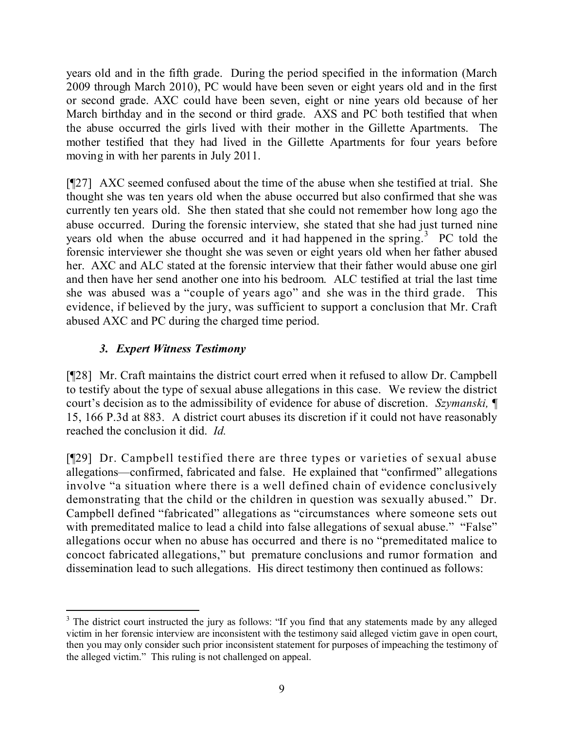years old and in the fifth grade. During the period specified in the information (March 2009 through March 2010), PC would have been seven or eight years old and in the first or second grade. AXC could have been seven, eight or nine years old because of her March birthday and in the second or third grade. AXS and PC both testified that when the abuse occurred the girls lived with their mother in the Gillette Apartments. The mother testified that they had lived in the Gillette Apartments for four years before moving in with her parents in July 2011.

[¶27] AXC seemed confused about the time of the abuse when she testified at trial. She thought she was ten years old when the abuse occurred but also confirmed that she was currently ten years old. She then stated that she could not remember how long ago the abuse occurred. During the forensic interview, she stated that she had just turned nine years old when the abuse occurred and it had happened in the spring.[3] PC told the forensic interviewer she thought she was seven or eight years old when her father abused her. AXC and ALC stated at the forensic interview that their father would abuse one girl and then have her send another one into his bedroom. ALC testified at trial the last time she was abused was a "couple of years ago" and she was in the third grade. This evidence, if believed by the jury, was sufficient to support a conclusion that Mr. Craft abused AXC and PC during the charged time period.

### *3. Expert Witness Testimony*

[¶28] Mr. Craft maintains the district court erred when it refused to allow Dr. Campbell to testify about the type of sexual abuse allegations in this case. We review the district court's decision as to the admissibility of evidence for abuse of discretion. *Szymanski,* ¶ 15, 166 P.3d at 883. A district court abuses its discretion if it could not have reasonably reached the conclusion it did. *Id.*

[¶29] Dr. Campbell testified there are three types or varieties of sexual abuse allegations—confirmed, fabricated and false. He explained that "confirmed" allegations involve "a situation where there is a well defined chain of evidence conclusively demonstrating that the child or the children in question was sexually abused." Dr. Campbell defined "fabricated" allegations as "circumstances where someone sets out with premeditated malice to lead a child into false allegations of sexual abuse." "False" allegations occur when no abuse has occurred and there is no "premeditated malice to concoct fabricated allegations," but premature conclusions and rumor formation and dissemination lead to such allegations. His direct testimony then continued as follows:

---

[3] The district court instructed the jury as follows: "If you find that any statements made by any alleged victim in her forensic interview are inconsistent with the testimony said alleged victim gave in open court, then you may only consider such prior inconsistent statement for purposes of impeaching the testimony of the alleged victim." This ruling is not challenged on appeal.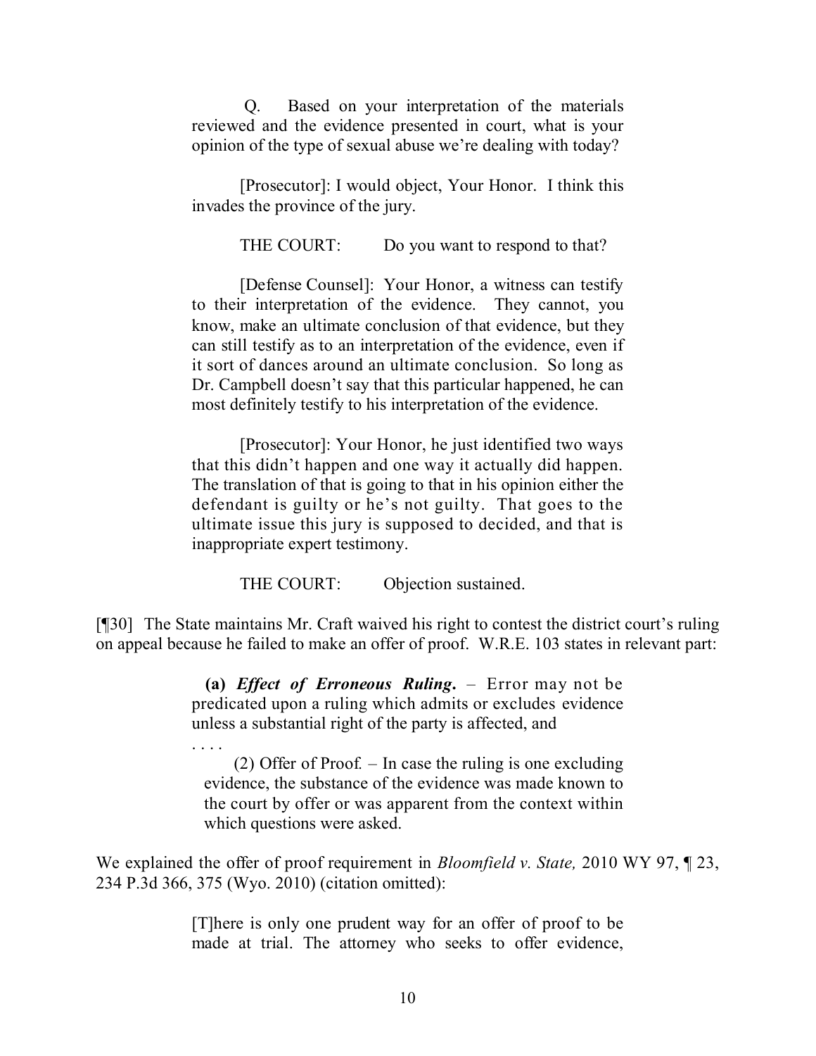> Q. Based on your interpretation of the materials reviewed and the evidence presented in court, what is your opinion of the type of sexual abuse we're dealing with today?
>
> [Prosecutor]: I would object, Your Honor. I think this invades the province of the jury.
>
> THE COURT: Do you want to respond to that?
>
> [Defense Counsel]: Your Honor, a witness can testify to their interpretation of the evidence. They cannot, you know, make an ultimate conclusion of that evidence, but they can still testify as to an interpretation of the evidence, even if it sort of dances around an ultimate conclusion. So long as Dr. Campbell doesn't say that this particular happened, he can most definitely testify to his interpretation of the evidence.
>
> [Prosecutor]: Your Honor, he just identified two ways that this didn't happen and one way it actually did happen. The translation of that is going to that in his opinion either the defendant is guilty or he's not guilty. That goes to the ultimate issue this jury is supposed to decided, and that is inappropriate expert testimony.
>
> THE COURT: Objection sustained.

[¶30] The State maintains Mr. Craft waived his right to contest the district court's ruling on appeal because he failed to make an offer of proof. W.R.E. 103 states in relevant part:

> **(a)** ***Effect of Erroneous Ruling.*** – Error may not be predicated upon a ruling which admits or excludes evidence unless a substantial right of the party is affected, and
>
> . . . .
>
> (2) Offer of Proof. – In case the ruling is one excluding evidence, the substance of the evidence was made known to the court by offer or was apparent from the context within which questions were asked.

We explained the offer of proof requirement in *Bloomfield v. State,* 2010 WY 97, ¶ 23, 234 P.3d 366, 375 (Wyo. 2010) (citation omitted):

> [T]here is only one prudent way for an offer of proof to be made at trial. The attorney who seeks to offer evidence,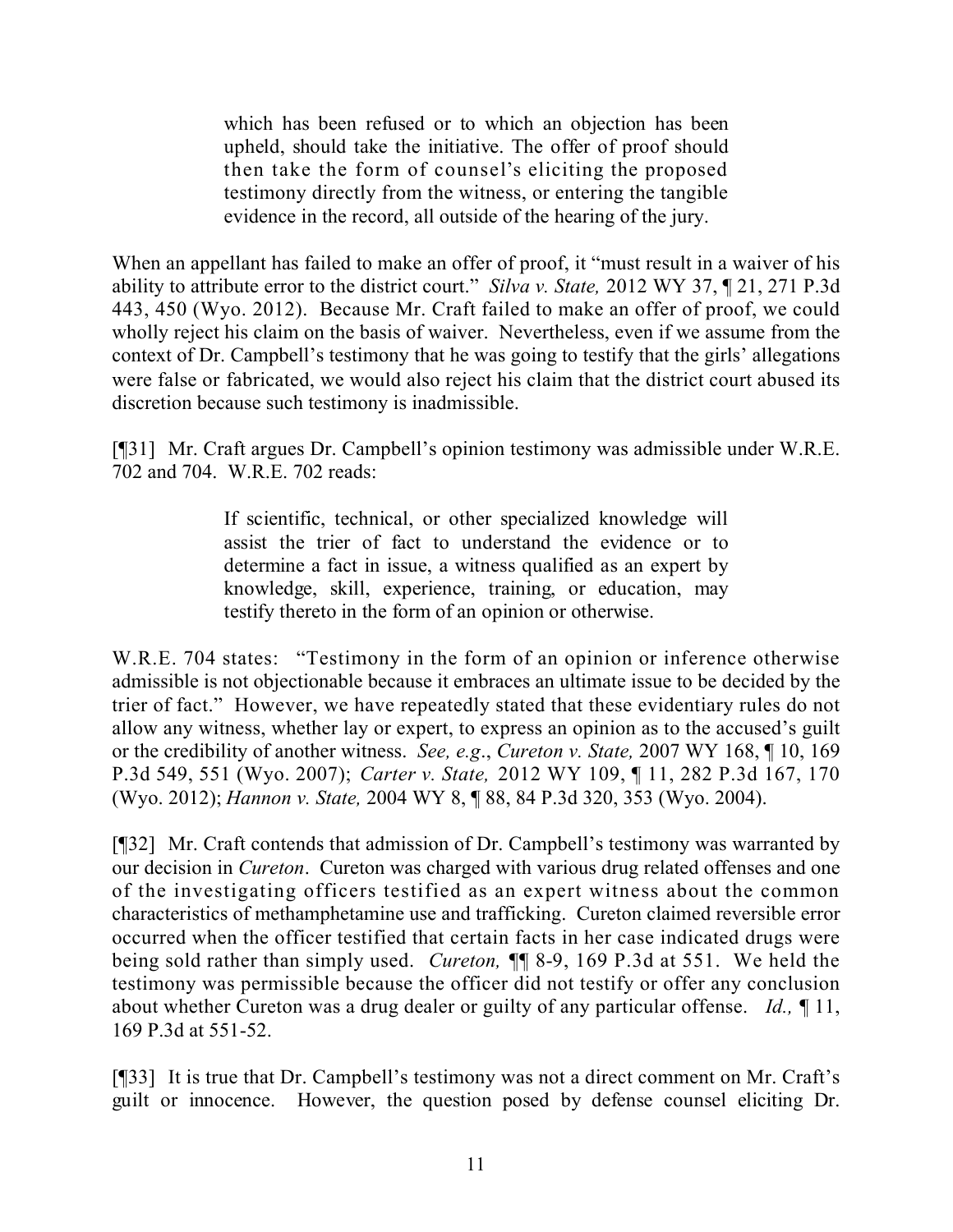> which has been refused or to which an objection has been upheld, should take the initiative. The offer of proof should then take the form of counsel's eliciting the proposed testimony directly from the witness, or entering the tangible evidence in the record, all outside of the hearing of the jury.

When an appellant has failed to make an offer of proof, it "must result in a waiver of his ability to attribute error to the district court." *Silva v. State,* 2012 WY 37, ¶ 21, 271 P.3d 443, 450 (Wyo. 2012). Because Mr. Craft failed to make an offer of proof, we could wholly reject his claim on the basis of waiver. Nevertheless, even if we assume from the context of Dr. Campbell's testimony that he was going to testify that the girls' allegations were false or fabricated, we would also reject his claim that the district court abused its discretion because such testimony is inadmissible.

[¶31] Mr. Craft argues Dr. Campbell's opinion testimony was admissible under W.R.E. 702 and 704. W.R.E. 702 reads:

> If scientific, technical, or other specialized knowledge will assist the trier of fact to understand the evidence or to determine a fact in issue, a witness qualified as an expert by knowledge, skill, experience, training, or education, may testify thereto in the form of an opinion or otherwise.

W.R.E. 704 states: "Testimony in the form of an opinion or inference otherwise admissible is not objectionable because it embraces an ultimate issue to be decided by the trier of fact." However, we have repeatedly stated that these evidentiary rules do not allow any witness, whether lay or expert, to express an opinion as to the accused's guilt or the credibility of another witness. *See, e.g*., *Cureton v. State,* 2007 WY 168, ¶ 10, 169 P.3d 549, 551 (Wyo. 2007); *Carter v. State,* 2012 WY 109, ¶ 11, 282 P.3d 167, 170 (Wyo. 2012); *Hannon v. State,* 2004 WY 8, ¶ 88, 84 P.3d 320, 353 (Wyo. 2004).

[¶32] Mr. Craft contends that admission of Dr. Campbell's testimony was warranted by our decision in *Cureton*. Cureton was charged with various drug related offenses and one of the investigating officers testified as an expert witness about the common characteristics of methamphetamine use and trafficking. Cureton claimed reversible error occurred when the officer testified that certain facts in her case indicated drugs were being sold rather than simply used. *Cureton,* ¶¶ 8-9, 169 P.3d at 551. We held the testimony was permissible because the officer did not testify or offer any conclusion about whether Cureton was a drug dealer or guilty of any particular offense. *Id.,* ¶ 11, 169 P.3d at 551-52.

[¶33] It is true that Dr. Campbell's testimony was not a direct comment on Mr. Craft's guilt or innocence. However, the question posed by defense counsel eliciting Dr.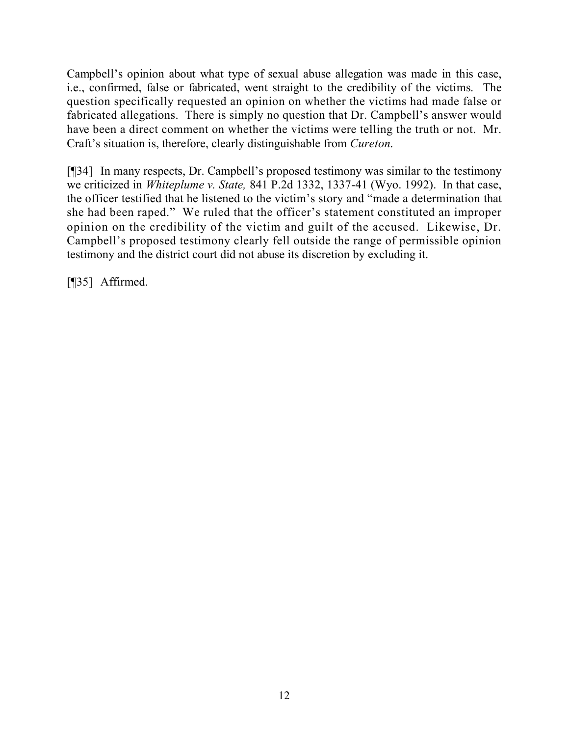Campbell's opinion about what type of sexual abuse allegation was made in this case, i.e., confirmed, false or fabricated, went straight to the credibility of the victims. The question specifically requested an opinion on whether the victims had made false or fabricated allegations. There is simply no question that Dr. Campbell's answer would have been a direct comment on whether the victims were telling the truth or not. Mr. Craft's situation is, therefore, clearly distinguishable from *Cureton*.

[¶34] In many respects, Dr. Campbell's proposed testimony was similar to the testimony we criticized in *Whiteplume v. State,* 841 P.2d 1332, 1337-41 (Wyo. 1992). In that case, the officer testified that he listened to the victim's story and "made a determination that she had been raped." We ruled that the officer's statement constituted an improper opinion on the credibility of the victim and guilt of the accused. Likewise, Dr. Campbell's proposed testimony clearly fell outside the range of permissible opinion testimony and the district court did not abuse its discretion by excluding it.

[¶35] Affirmed.